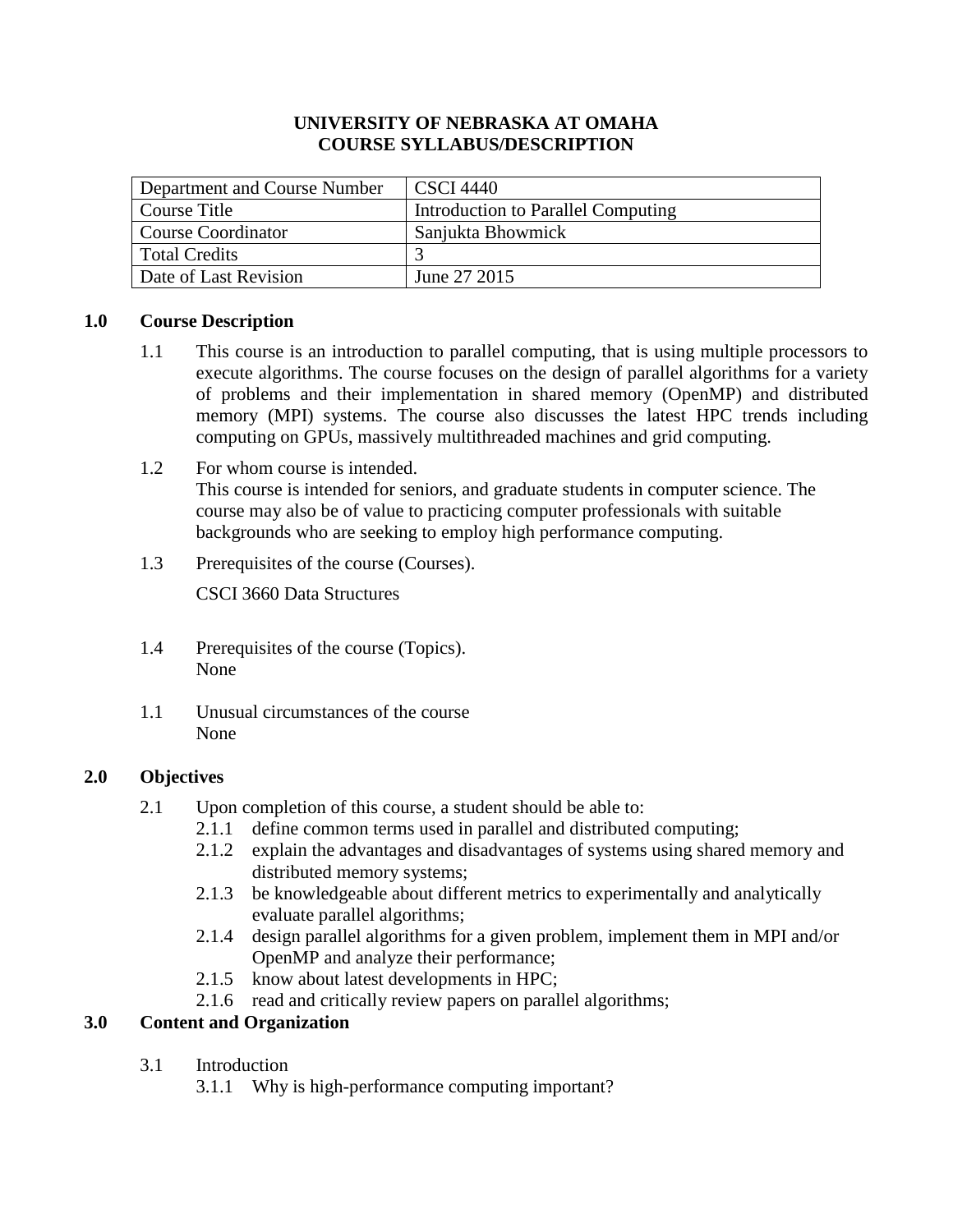# UNIVERSITY OF NEBRASKA AT OMAHA
# COURSE SYLLABUS/DESCRIPTION

| Department and Course Number | CSCI 4440 |
|---|---|
| Course Title | Introduction to Parallel Computing |
| Course Coordinator | Sanjukta Bhowmick |
| Total Credits | 3 |
| Date of Last Revision | June 27 2015 |

## 1.0 Course Description

1.1 This course is an introduction to parallel computing, that is using multiple processors to execute algorithms. The course focuses on the design of parallel algorithms for a variety of problems and their implementation in shared memory (OpenMP) and distributed memory (MPI) systems. The course also discusses the latest HPC trends including computing on GPUs, massively multithreaded machines and grid computing.

1.2 For whom course is intended.
This course is intended for seniors, and graduate students in computer science. The course may also be of value to practicing computer professionals with suitable backgrounds who are seeking to employ high performance computing.

1.3 Prerequisites of the course (Courses).

CSCI 3660 Data Structures

1.4 Prerequisites of the course (Topics).
None

1.1 Unusual circumstances of the course
None

## 2.0 Objectives

2.1 Upon completion of this course, a student should be able to:

2.1.1 define common terms used in parallel and distributed computing;

2.1.2 explain the advantages and disadvantages of systems using shared memory and distributed memory systems;

2.1.3 be knowledgeable about different metrics to experimentally and analytically evaluate parallel algorithms;

2.1.4 design parallel algorithms for a given problem, implement them in MPI and/or OpenMP and analyze their performance;

2.1.5 know about latest developments in HPC;

2.1.6 read and critically review papers on parallel algorithms;

## 3.0 Content and Organization

3.1 Introduction

3.1.1 Why is high-performance computing important?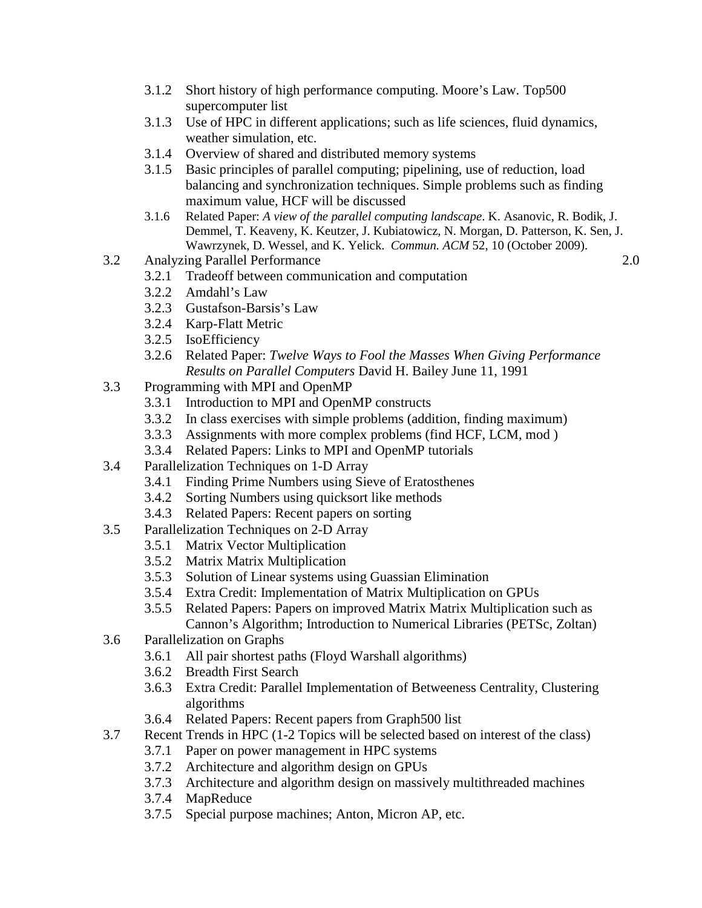- 3.1.2 Short history of high performance computing. Moore's Law. Top500 supercomputer list
- 3.1.3 Use of HPC in different applications; such as life sciences, fluid dynamics, weather simulation, etc.
- 3.1.4 Overview of shared and distributed memory systems
- 3.1.5 Basic principles of parallel computing; pipelining, use of reduction, load balancing and synchronization techniques. Simple problems such as finding maximum value, HCF will be discussed
- 3.1.6 Related Paper: *A view of the parallel computing landscape*. K. Asanovic, R. Bodik, J. Demmel, T. Keaveny, K. Keutzer, J. Kubiatowicz, N. Morgan, D. Patterson, K. Sen, J. Wawrzynek, D. Wessel, and K. Yelick. *Commun. ACM* 52, 10 (October 2009).

3.2 Analyzing Parallel Performance 2.0

- 3.2.1 Tradeoff between communication and computation
- 3.2.2 Amdahl's Law
- 3.2.3 Gustafson-Barsis's Law
- 3.2.4 Karp-Flatt Metric
- 3.2.5 IsoEfficiency
- 3.2.6 Related Paper: *Twelve Ways to Fool the Masses When Giving Performance Results on Parallel Computers* David H. Bailey June 11, 1991

3.3 Programming with MPI and OpenMP

- 3.3.1 Introduction to MPI and OpenMP constructs
- 3.3.2 In class exercises with simple problems (addition, finding maximum)
- 3.3.3 Assignments with more complex problems (find HCF, LCM, mod )
- 3.3.4 Related Papers: Links to MPI and OpenMP tutorials

3.4 Parallelization Techniques on 1-D Array

- 3.4.1 Finding Prime Numbers using Sieve of Eratosthenes
- 3.4.2 Sorting Numbers using quicksort like methods
- 3.4.3 Related Papers: Recent papers on sorting

3.5 Parallelization Techniques on 2-D Array

- 3.5.1 Matrix Vector Multiplication
- 3.5.2 Matrix Matrix Multiplication
- 3.5.3 Solution of Linear systems using Guassian Elimination
- 3.5.4 Extra Credit: Implementation of Matrix Multiplication on GPUs
- 3.5.5 Related Papers: Papers on improved Matrix Matrix Multiplication such as Cannon's Algorithm; Introduction to Numerical Libraries (PETSc, Zoltan)

3.6 Parallelization on Graphs

- 3.6.1 All pair shortest paths (Floyd Warshall algorithms)
- 3.6.2 Breadth First Search
- 3.6.3 Extra Credit: Parallel Implementation of Betweeness Centrality, Clustering algorithms
- 3.6.4 Related Papers: Recent papers from Graph500 list

3.7 Recent Trends in HPC (1-2 Topics will be selected based on interest of the class)

- 3.7.1 Paper on power management in HPC systems
- 3.7.2 Architecture and algorithm design on GPUs
- 3.7.3 Architecture and algorithm design on massively multithreaded machines
- 3.7.4 MapReduce
- 3.7.5 Special purpose machines; Anton, Micron AP, etc.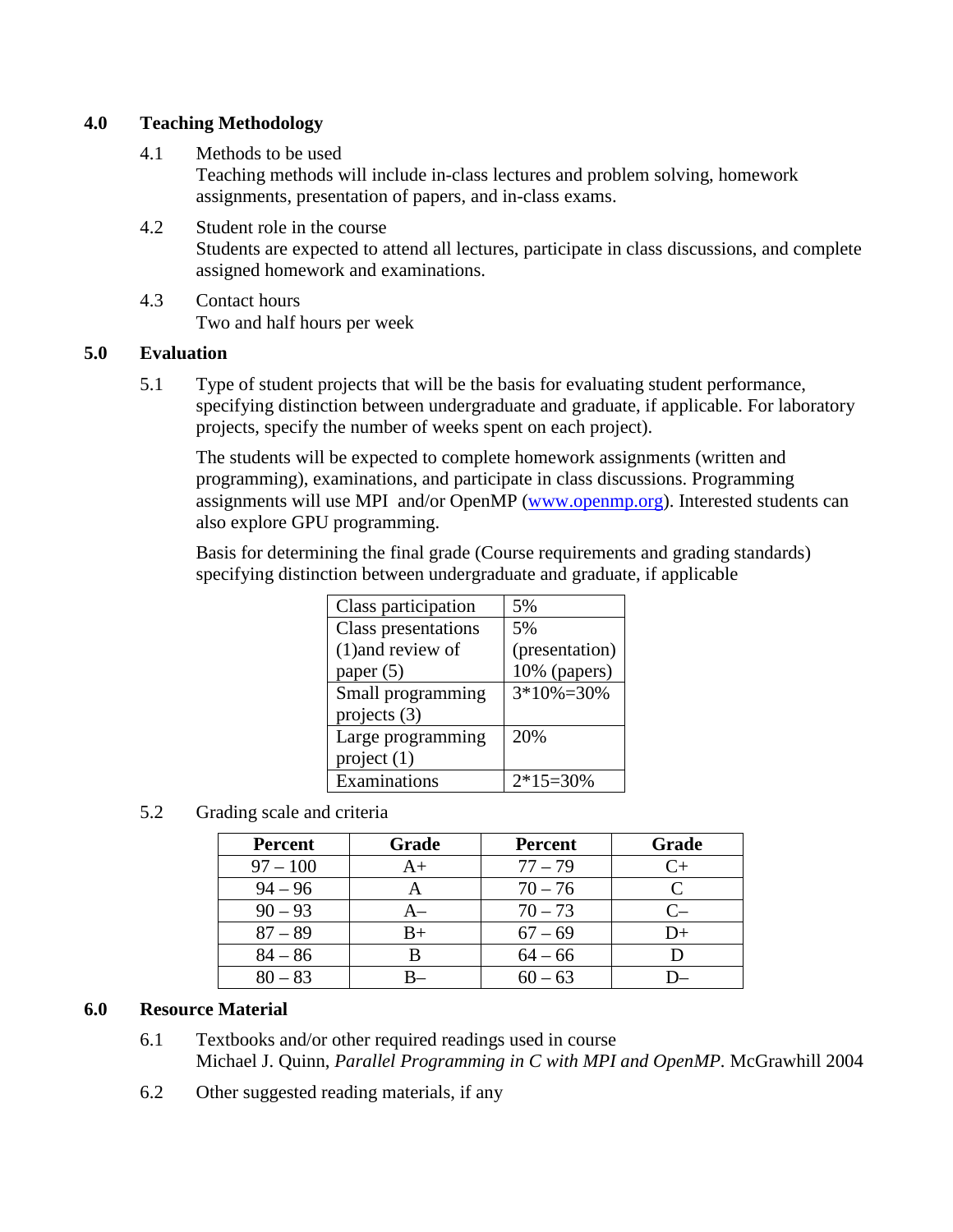## 4.0 Teaching Methodology

4.1 Methods to be used
Teaching methods will include in-class lectures and problem solving, homework assignments, presentation of papers, and in-class exams.

4.2 Student role in the course
Students are expected to attend all lectures, participate in class discussions, and complete assigned homework and examinations.

4.3 Contact hours
Two and half hours per week

## 5.0 Evaluation

5.1 Type of student projects that will be the basis for evaluating student performance, specifying distinction between undergraduate and graduate, if applicable. For laboratory projects, specify the number of weeks spent on each project).

The students will be expected to complete homework assignments (written and programming), examinations, and participate in class discussions. Programming assignments will use MPI and/or OpenMP ([www.openmp.org](www.openmp.org)). Interested students can also explore GPU programming.

Basis for determining the final grade (Course requirements and grading standards) specifying distinction between undergraduate and graduate, if applicable

| Class participation | 5% |
|---|---|
| Class presentations (1)and review of paper (5) | 5% (presentation) 10% (papers) |
| Small programming projects (3) | 3*10%=30% |
| Large programming project (1) | 20% |
| Examinations | 2*15=30% |

5.2 Grading scale and criteria

| Percent | Grade | Percent | Grade |
|---|---|---|---|
| 97 – 100 | A+ | 77 – 79 | C+ |
| 94 – 96 | A | 70 – 76 | C |
| 90 – 93 | A– | 70 – 73 | C– |
| 87 – 89 | B+ | 67 – 69 | D+ |
| 84 – 86 | B | 64 – 66 | D |
| 80 – 83 | B– | 60 – 63 | D– |

## 6.0 Resource Material

6.1 Textbooks and/or other required readings used in course
Michael J. Quinn, *Parallel Programming in C with MPI and OpenMP*. McGrawhill 2004

6.2 Other suggested reading materials, if any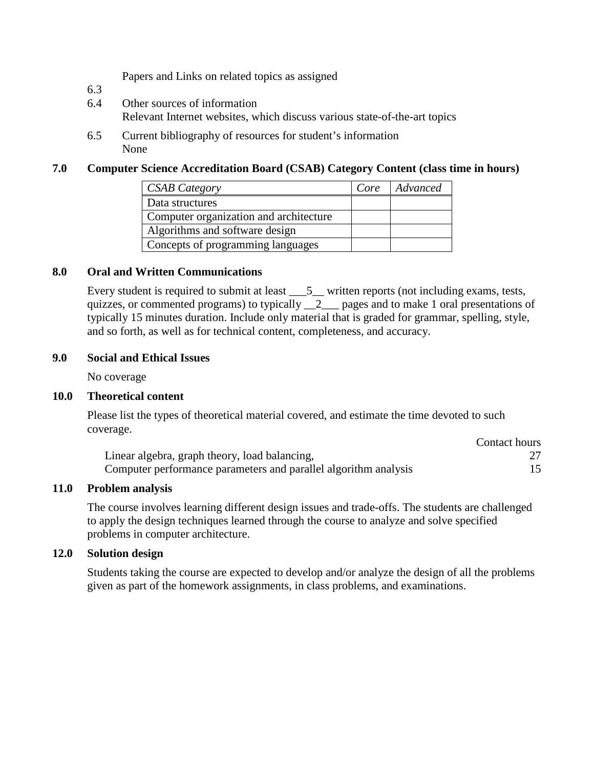Papers and Links on related topics as assigned

6.3

6.4 Other sources of information
Relevant Internet websites, which discuss various state-of-the-art topics

6.5 Current bibliography of resources for student's information
None

## 7.0 Computer Science Accreditation Board (CSAB) Category Content (class time in hours)

| *CSAB Category* | *Core* | *Advanced* |
|---|---|---|
| Data structures | | |
| Computer organization and architecture | | |
| Algorithms and software design | | |
| Concepts of programming languages | | |

## 8.0 Oral and Written Communications

Every student is required to submit at least ___5__ written reports (not including exams, tests, quizzes, or commented programs) to typically __2___ pages and to make 1 oral presentations of typically 15 minutes duration. Include only material that is graded for grammar, spelling, style, and so forth, as well as for technical content, completeness, and accuracy.

## 9.0 Social and Ethical Issues

No coverage

## 10.0 Theoretical content

Please list the types of theoretical material covered, and estimate the time devoted to such coverage.

| | Contact hours |
|---|---|
| Linear algebra, graph theory, load balancing, | 27 |
| Computer performance parameters and parallel algorithm analysis | 15 |

## 11.0 Problem analysis

The course involves learning different design issues and trade-offs. The students are challenged to apply the design techniques learned through the course to analyze and solve specified problems in computer architecture.

## 12.0 Solution design

Students taking the course are expected to develop and/or analyze the design of all the problems given as part of the homework assignments, in class problems, and examinations.